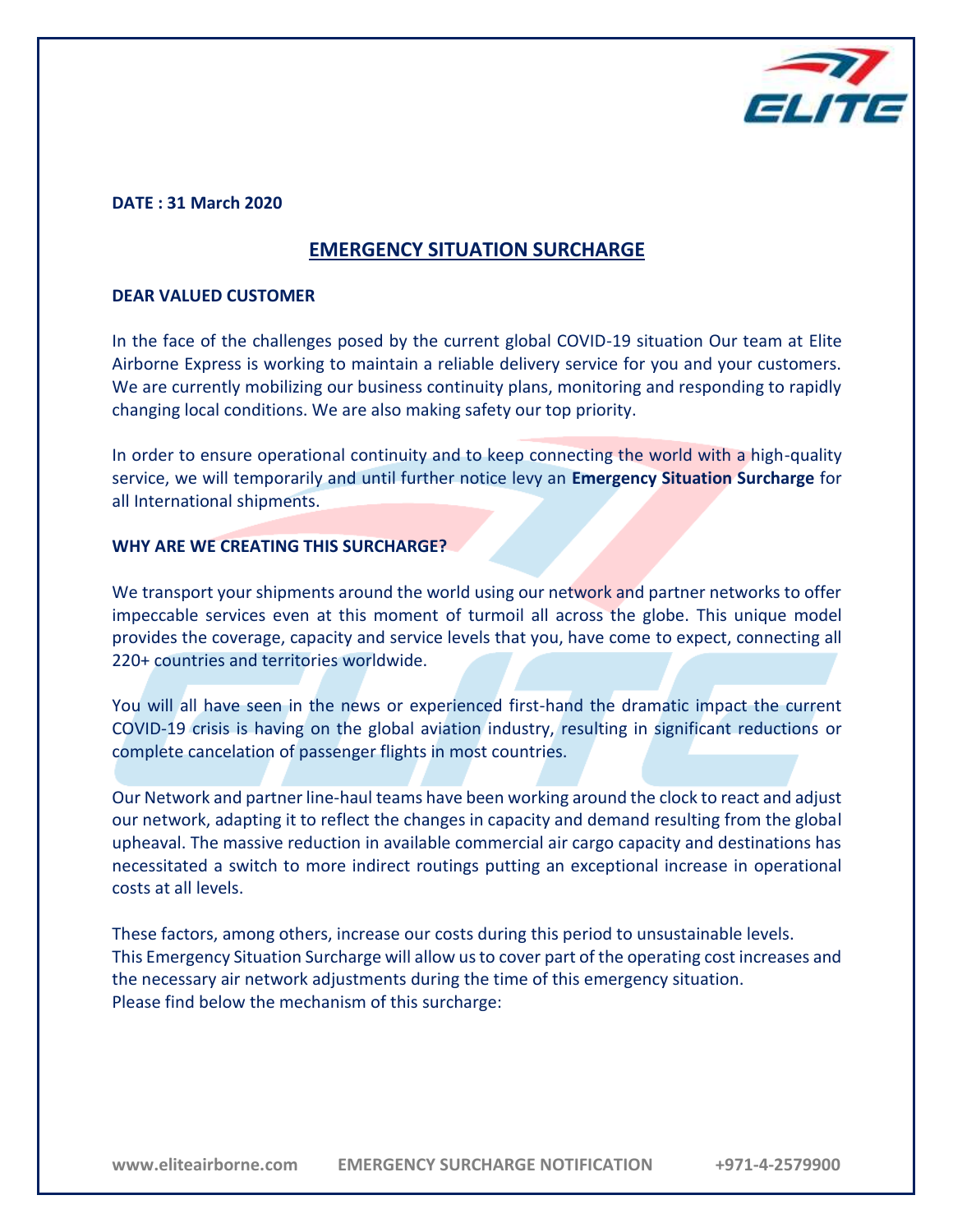**DATE : 31 March 2020**

# EMERGENCY SITUATION SURCHARGE

**DEAR VALUED CUSTOMER**

In the face of the challenges posed by the current global COVID-19 situation Our team at Elite Airborne Express is working to maintain a reliable delivery service for you and your customers. We are currently mobilizing our business continuity plans, monitoring and responding to rapidly changing local conditions. We are also making safety our top priority.

In order to ensure operational continuity and to keep connecting the world with a high-quality service, we will temporarily and until further notice levy an **Emergency Situation Surcharge** for all International shipments.

**WHY ARE WE CREATING THIS SURCHARGE?**

We transport your shipments around the world using our network and partner networks to offer impeccable services even at this moment of turmoil all across the globe. This unique model provides the coverage, capacity and service levels that you, have come to expect, connecting all 220+ countries and territories worldwide.

You will all have seen in the news or experienced first-hand the dramatic impact the current COVID-19 crisis is having on the global aviation industry, resulting in significant reductions or complete cancelation of passenger flights in most countries.

Our Network and partner line-haul teams have been working around the clock to react and adjust our network, adapting it to reflect the changes in capacity and demand resulting from the global upheaval. The massive reduction in available commercial air cargo capacity and destinations has necessitated a switch to more indirect routings putting an exceptional increase in operational costs at all levels.

These factors, among others, increase our costs during this period to unsustainable levels.
This Emergency Situation Surcharge will allow us to cover part of the operating cost increases and the necessary air network adjustments during the time of this emergency situation.
Please find below the mechanism of this surcharge: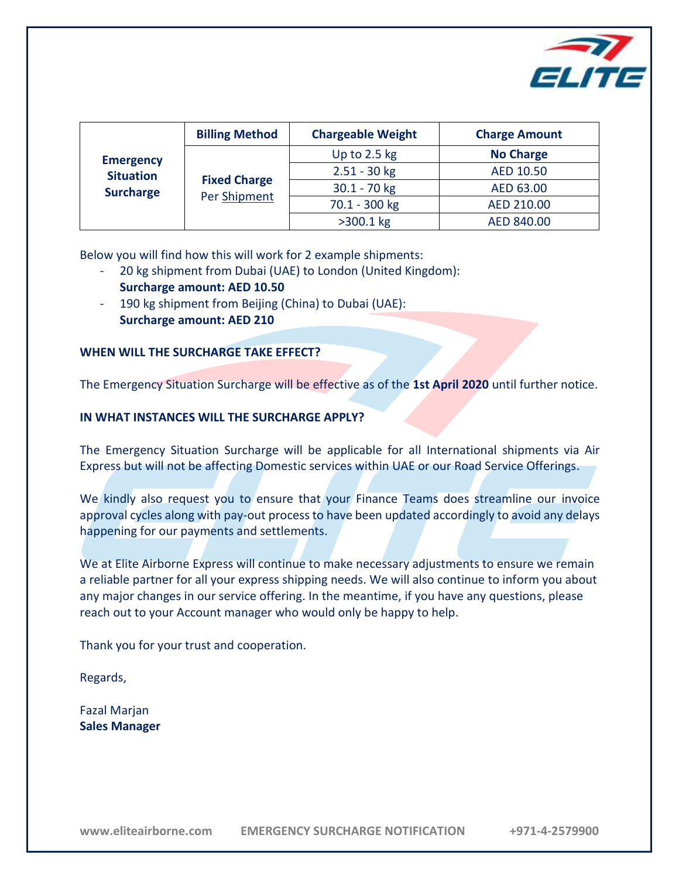| | Billing Method | Chargeable Weight | Charge Amount |
|---|---|---|---|
| **Emergency Situation Surcharge** | **Fixed Charge** Per Shipment | Up to 2.5 kg | **No Charge** |
| | | 2.51 - 30 kg | AED 10.50 |
| | | 30.1 - 70 kg | AED 63.00 |
| | | 70.1 - 300 kg | AED 210.00 |
| | | >300.1 kg | AED 840.00 |

Below you will find how this will work for 2 example shipments:

- 20 kg shipment from Dubai (UAE) to London (United Kingdom):
  **Surcharge amount: AED 10.50**
- 190 kg shipment from Beijing (China) to Dubai (UAE):
  **Surcharge amount: AED 210**

**WHEN WILL THE SURCHARGE TAKE EFFECT?**

The Emergency Situation Surcharge will be effective as of the **1st April 2020** until further notice.

**IN WHAT INSTANCES WILL THE SURCHARGE APPLY?**

The Emergency Situation Surcharge will be applicable for all International shipments via Air Express but will not be affecting Domestic services within UAE or our Road Service Offerings.

We kindly also request you to ensure that your Finance Teams does streamline our invoice approval cycles along with pay-out process to have been updated accordingly to avoid any delays happening for our payments and settlements.

We at Elite Airborne Express will continue to make necessary adjustments to ensure we remain a reliable partner for all your express shipping needs. We will also continue to inform you about any major changes in our service offering. In the meantime, if you have any questions, please reach out to your Account manager who would only be happy to help.

Thank you for your trust and cooperation.

Regards,

Fazal Marjan
**Sales Manager**